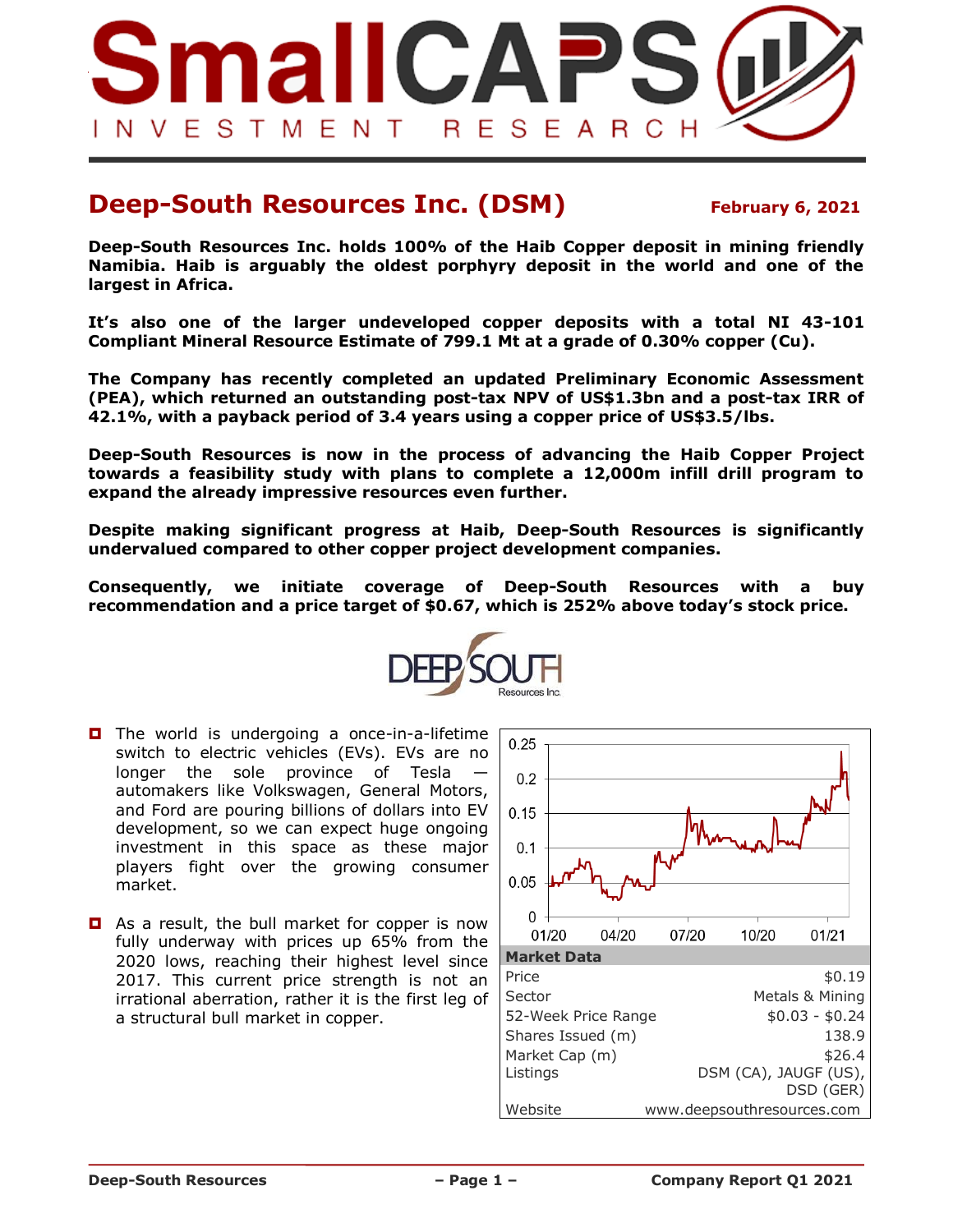# Deep-South Resources Inc. (DSM)

**February 6, 2021**

**Deep-South Resources Inc. holds 100% of the Haib Copper deposit in mining friendly Namibia. Haib is arguably the oldest porphyry deposit in the world and one of the largest in Africa.**

**It's also one of the larger undeveloped copper deposits with a total NI 43-101 Compliant Mineral Resource Estimate of 799.1 Mt at a grade of 0.30% copper (Cu).**

**The Company has recently completed an updated Preliminary Economic Assessment (PEA), which returned an outstanding post-tax NPV of US$1.3bn and a post-tax IRR of 42.1%, with a payback period of 3.4 years using a copper price of US$3.5/lbs.**

**Deep-South Resources is now in the process of advancing the Haib Copper Project towards a feasibility study with plans to complete a 12,000m infill drill program to expand the already impressive resources even further.**

**Despite making significant progress at Haib, Deep-South Resources is significantly undervalued compared to other copper project development companies.**

**Consequently, we initiate coverage of Deep-South Resources with a buy recommendation and a price target of $0.67, which is 252% above today's stock price.**

- The world is undergoing a once-in-a-lifetime switch to electric vehicles (EVs). EVs are no longer the sole province of Tesla — automakers like Volkswagen, General Motors, and Ford are pouring billions of dollars into EV development, so we can expect huge ongoing investment in this space as these major players fight over the growing consumer market.

- As a result, the bull market for copper is now fully underway with prices up 65% from the 2020 lows, reaching their highest level since 2017. This current price strength is not an irrational aberration, rather it is the first leg of a structural bull market in copper.

| Market Data | |
|---|---|
| Price | $0.19 |
| Sector | Metals & Mining |
| 52-Week Price Range | $0.03 - $0.24 |
| Shares Issued (m) | 138.9 |
| Market Cap (m) | $26.4 |
| Listings | DSM (CA), JAUGF (US), DSD (GER) |
| Website | www.deepsouthresources.com |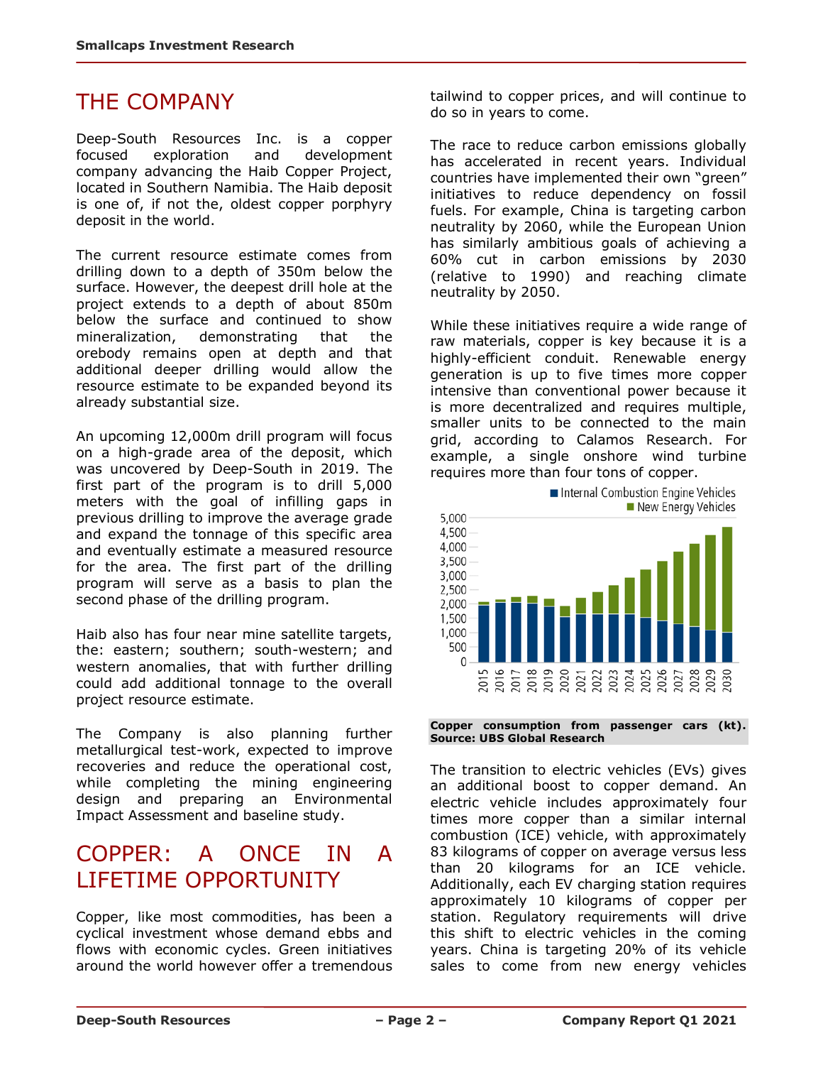# THE COMPANY

Deep-South Resources Inc. is a copper focused exploration and development company advancing the Haib Copper Project, located in Southern Namibia. The Haib deposit is one of, if not the, oldest copper porphyry deposit in the world.

The current resource estimate comes from drilling down to a depth of 350m below the surface. However, the deepest drill hole at the project extends to a depth of about 850m below the surface and continued to show mineralization, demonstrating that the orebody remains open at depth and that additional deeper drilling would allow the resource estimate to be expanded beyond its already substantial size.

An upcoming 12,000m drill program will focus on a high-grade area of the deposit, which was uncovered by Deep-South in 2019. The first part of the program is to drill 5,000 meters with the goal of infilling gaps in previous drilling to improve the average grade and expand the tonnage of this specific area and eventually estimate a measured resource for the area. The first part of the drilling program will serve as a basis to plan the second phase of the drilling program.

Haib also has four near mine satellite targets, the: eastern; southern; south-western; and western anomalies, that with further drilling could add additional tonnage to the overall project resource estimate.

The Company is also planning further metallurgical test-work, expected to improve recoveries and reduce the operational cost, while completing the mining engineering design and preparing an Environmental Impact Assessment and baseline study.

# COPPER: A ONCE IN A LIFETIME OPPORTUNITY

Copper, like most commodities, has been a cyclical investment whose demand ebbs and flows with economic cycles. Green initiatives around the world however offer a tremendous tailwind to copper prices, and will continue to do so in years to come.

The race to reduce carbon emissions globally has accelerated in recent years. Individual countries have implemented their own "green" initiatives to reduce dependency on fossil fuels. For example, China is targeting carbon neutrality by 2060, while the European Union has similarly ambitious goals of achieving a 60% cut in carbon emissions by 2030 (relative to 1990) and reaching climate neutrality by 2050.

While these initiatives require a wide range of raw materials, copper is key because it is a highly-efficient conduit. Renewable energy generation is up to five times more copper intensive than conventional power because it is more decentralized and requires multiple, smaller units to be connected to the main grid, according to Calamos Research. For example, a single onshore wind turbine requires more than four tons of copper.

**Copper consumption from passenger cars (kt). Source: UBS Global Research**

The transition to electric vehicles (EVs) gives an additional boost to copper demand. An electric vehicle includes approximately four times more copper than a similar internal combustion (ICE) vehicle, with approximately 83 kilograms of copper on average versus less than 20 kilograms for an ICE vehicle. Additionally, each EV charging station requires approximately 10 kilograms of copper per station. Regulatory requirements will drive this shift to electric vehicles in the coming years. China is targeting 20% of its vehicle sales to come from new energy vehicles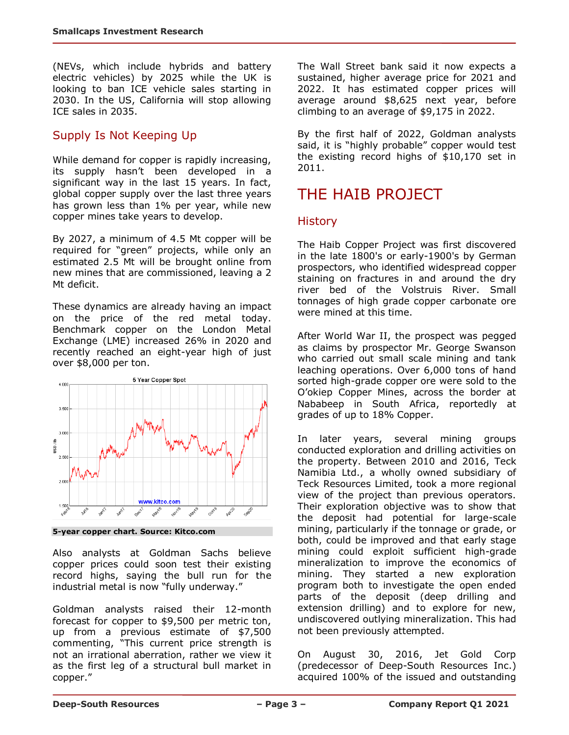(NEVs, which include hybrids and battery electric vehicles) by 2025 while the UK is looking to ban ICE vehicle sales starting in 2030. In the US, California will stop allowing ICE sales in 2035.

## Supply Is Not Keeping Up

While demand for copper is rapidly increasing, its supply hasn't been developed in a significant way in the last 15 years. In fact, global copper supply over the last three years has grown less than 1% per year, while new copper mines take years to develop.

By 2027, a minimum of 4.5 Mt copper will be required for "green" projects, while only an estimated 2.5 Mt will be brought online from new mines that are commissioned, leaving a 2 Mt deficit.

These dynamics are already having an impact on the price of the red metal today. Benchmark copper on the London Metal Exchange (LME) increased 26% in 2020 and recently reached an eight-year high of just over $8,000 per ton.

**5-year copper chart. Source: Kitco.com**

Also analysts at Goldman Sachs believe copper prices could soon test their existing record highs, saying the bull run for the industrial metal is now "fully underway."

Goldman analysts raised their 12-month forecast for copper to $9,500 per metric ton, up from a previous estimate of $7,500 commenting, "This current price strength is not an irrational aberration, rather we view it as the first leg of a structural bull market in copper."

The Wall Street bank said it now expects a sustained, higher average price for 2021 and 2022. It has estimated copper prices will average around $8,625 next year, before climbing to an average of $9,175 in 2022.

By the first half of 2022, Goldman analysts said, it is "highly probable" copper would test the existing record highs of $10,170 set in 2011.

# THE HAIB PROJECT

## History

The Haib Copper Project was first discovered in the late 1800's or early-1900's by German prospectors, who identified widespread copper staining on fractures in and around the dry river bed of the Volstruis River. Small tonnages of high grade copper carbonate ore were mined at this time.

After World War II, the prospect was pegged as claims by prospector Mr. George Swanson who carried out small scale mining and tank leaching operations. Over 6,000 tons of hand sorted high-grade copper ore were sold to the O'okiep Copper Mines, across the border at Nababeep in South Africa, reportedly at grades of up to 18% Copper.

In later years, several mining groups conducted exploration and drilling activities on the property. Between 2010 and 2016, Teck Namibia Ltd., a wholly owned subsidiary of Teck Resources Limited, took a more regional view of the project than previous operators. Their exploration objective was to show that the deposit had potential for large-scale mining, particularly if the tonnage or grade, or both, could be improved and that early stage mining could exploit sufficient high-grade mineralization to improve the economics of mining. They started a new exploration program both to investigate the open ended parts of the deposit (deep drilling and extension drilling) and to explore for new, undiscovered outlying mineralization. This had not been previously attempted.

On August 30, 2016, Jet Gold Corp (predecessor of Deep-South Resources Inc.) acquired 100% of the issued and outstanding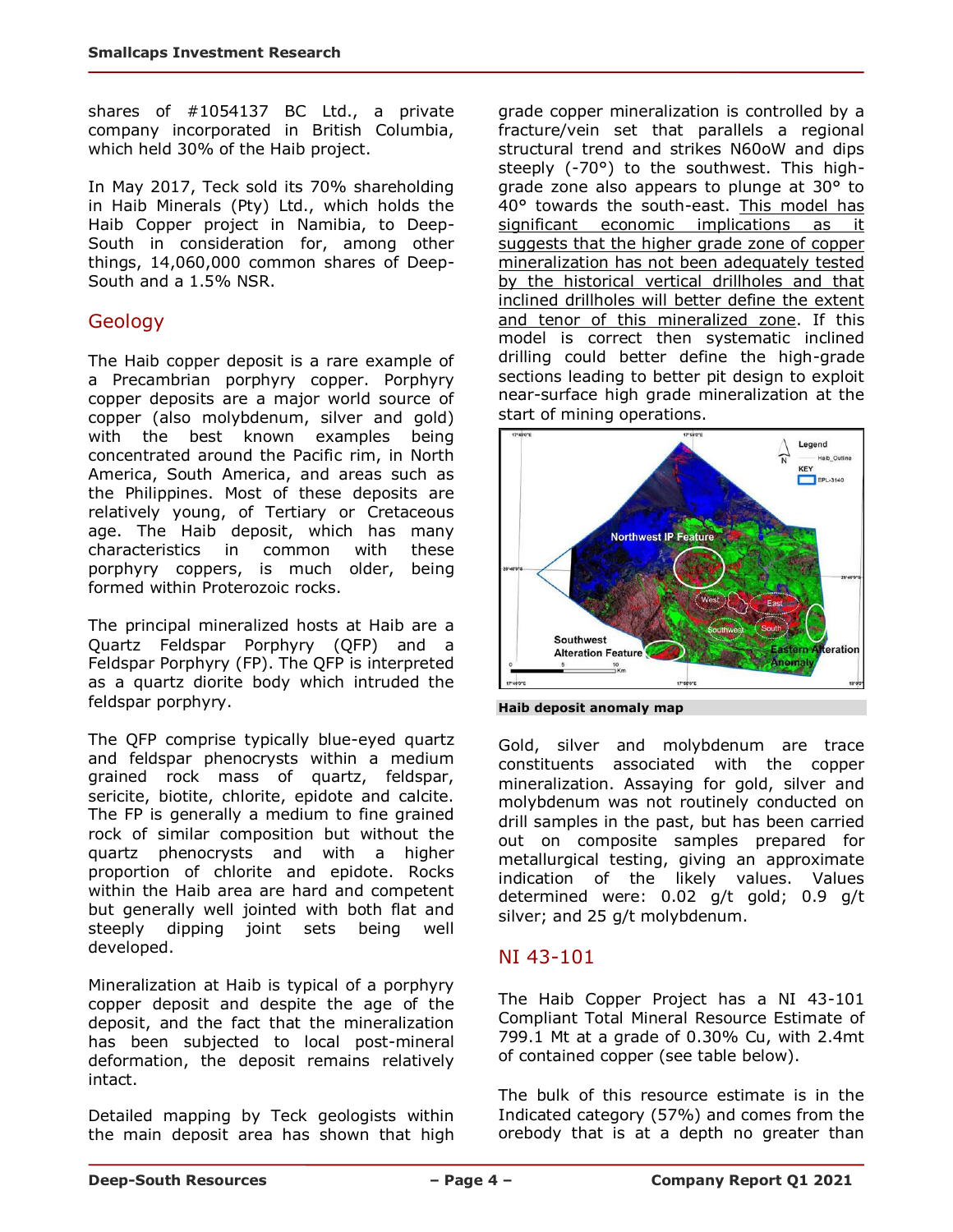shares of #1054137 BC Ltd., a private company incorporated in British Columbia, which held 30% of the Haib project.

In May 2017, Teck sold its 70% shareholding in Haib Minerals (Pty) Ltd., which holds the Haib Copper project in Namibia, to Deep-South in consideration for, among other things, 14,060,000 common shares of Deep-South and a 1.5% NSR.

## Geology

The Haib copper deposit is a rare example of a Precambrian porphyry copper. Porphyry copper deposits are a major world source of copper (also molybdenum, silver and gold) with the best known examples being concentrated around the Pacific rim, in North America, South America, and areas such as the Philippines. Most of these deposits are relatively young, of Tertiary or Cretaceous age. The Haib deposit, which has many characteristics in common with these porphyry coppers, is much older, being formed within Proterozoic rocks.

The principal mineralized hosts at Haib are a Quartz Feldspar Porphyry (QFP) and a Feldspar Porphyry (FP). The QFP is interpreted as a quartz diorite body which intruded the feldspar porphyry.

The QFP comprise typically blue-eyed quartz and feldspar phenocrysts within a medium grained rock mass of quartz, feldspar, sericite, biotite, chlorite, epidote and calcite. The FP is generally a medium to fine grained rock of similar composition but without the quartz phenocrysts and with a higher proportion of chlorite and epidote. Rocks within the Haib area are hard and competent but generally well jointed with both flat and steeply dipping joint sets being well developed.

Mineralization at Haib is typical of a porphyry copper deposit and despite the age of the deposit, and the fact that the mineralization has been subjected to local post-mineral deformation, the deposit remains relatively intact.

Detailed mapping by Teck geologists within the main deposit area has shown that high grade copper mineralization is controlled by a fracture/vein set that parallels a regional structural trend and strikes N60oW and dips steeply (-70°) to the southwest. This high-grade zone also appears to plunge at 30° to 40° towards the south-east. This model has significant economic implications as it suggests that the higher grade zone of copper mineralization has not been adequately tested by the historical vertical drillholes and that inclined drillholes will better define the extent and tenor of this mineralized zone. If this model is correct then systematic inclined drilling could better define the high-grade sections leading to better pit design to exploit near-surface high grade mineralization at the start of mining operations.

**Haib deposit anomaly map**

Gold, silver and molybdenum are trace constituents associated with the copper mineralization. Assaying for gold, silver and molybdenum was not routinely conducted on drill samples in the past, but has been carried out on composite samples prepared for metallurgical testing, giving an approximate indication of the likely values. Values determined were: 0.02 g/t gold; 0.9 g/t silver; and 25 g/t molybdenum.

## NI 43-101

The Haib Copper Project has a NI 43-101 Compliant Total Mineral Resource Estimate of 799.1 Mt at a grade of 0.30% Cu, with 2.4mt of contained copper (see table below).

The bulk of this resource estimate is in the Indicated category (57%) and comes from the orebody that is at a depth no greater than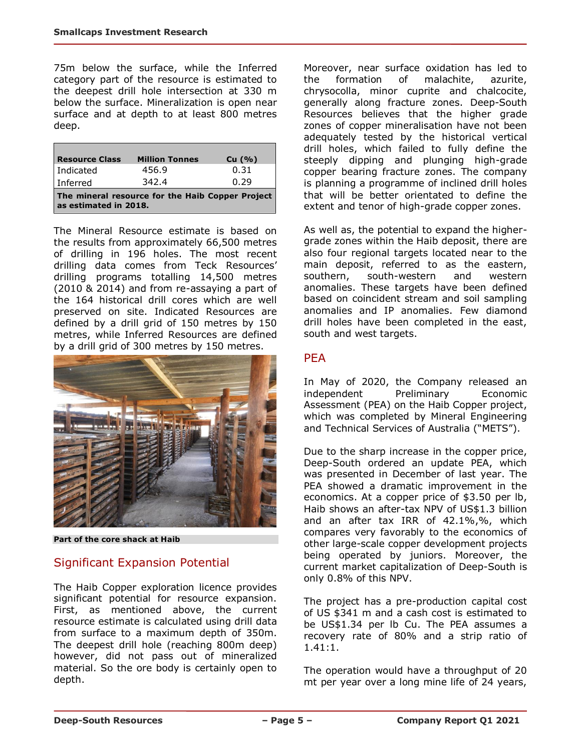75m below the surface, while the Inferred category part of the resource is estimated to the deepest drill hole intersection at 330 m below the surface. Mineralization is open near surface and at depth to at least 800 metres deep.

| Resource Class | Million Tonnes | Cu (%) |
|---|---|---|
| Indicated | 456.9 | 0.31 |
| Inferred | 342.4 | 0.29 |

**The mineral resource for the Haib Copper Project as estimated in 2018.**

The Mineral Resource estimate is based on the results from approximately 66,500 metres of drilling in 196 holes. The most recent drilling data comes from Teck Resources' drilling programs totalling 14,500 metres (2010 & 2014) and from re-assaying a part of the 164 historical drill cores which are well preserved on site. Indicated Resources are defined by a drill grid of 150 metres by 150 metres, while Inferred Resources are defined by a drill grid of 300 metres by 150 metres.

**Part of the core shack at Haib**

## Significant Expansion Potential

The Haib Copper exploration licence provides significant potential for resource expansion. First, as mentioned above, the current resource estimate is calculated using drill data from surface to a maximum depth of 350m. The deepest drill hole (reaching 800m deep) however, did not pass out of mineralized material. So the ore body is certainly open to depth.

Moreover, near surface oxidation has led to the formation of malachite, azurite, chrysocolla, minor cuprite and chalcocite, generally along fracture zones. Deep-South Resources believes that the higher grade zones of copper mineralisation have not been adequately tested by the historical vertical drill holes, which failed to fully define the steeply dipping and plunging high-grade copper bearing fracture zones. The company is planning a programme of inclined drill holes that will be better orientated to define the extent and tenor of high-grade copper zones.

As well as, the potential to expand the higher-grade zones within the Haib deposit, there are also four regional targets located near to the main deposit, referred to as the eastern, southern, south-western and western anomalies. These targets have been defined based on coincident stream and soil sampling anomalies and IP anomalies. Few diamond drill holes have been completed in the east, south and west targets.

## PEA

In May of 2020, the Company released an independent Preliminary Economic Assessment (PEA) on the Haib Copper project, which was completed by Mineral Engineering and Technical Services of Australia ("METS").

Due to the sharp increase in the copper price, Deep-South ordered an update PEA, which was presented in December of last year. The PEA showed a dramatic improvement in the economics. At a copper price of $3.50 per lb, Haib shows an after-tax NPV of US$1.3 billion and an after tax IRR of 42.1%,%, which compares very favorably to the economics of other large-scale copper development projects being operated by juniors. Moreover, the current market capitalization of Deep-South is only 0.8% of this NPV.

The project has a pre-production capital cost of US $341 m and a cash cost is estimated to be US$1.34 per lb Cu. The PEA assumes a recovery rate of 80% and a strip ratio of 1.41:1.

The operation would have a throughput of 20 mt per year over a long mine life of 24 years,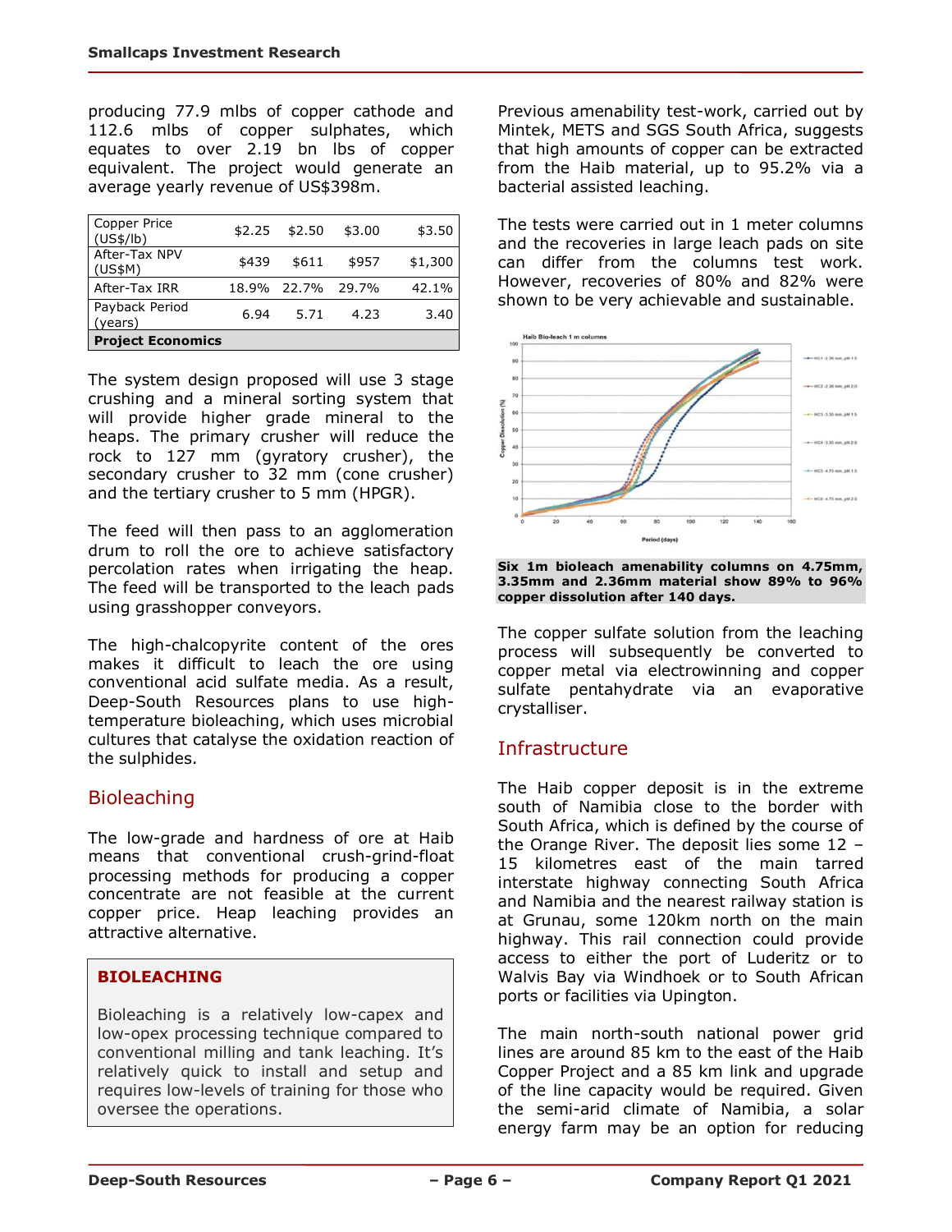producing 77.9 mlbs of copper cathode and 112.6 mlbs of copper sulphates, which equates to over 2.19 bn lbs of copper equivalent. The project would generate an average yearly revenue of US$398m.

| Copper Price (US$/lb) | $2.25 | $2.50 | $3.00 | $3.50 |
|---|---|---|---|---|
| After-Tax NPV (US$M) | $439 | $611 | $957 | $1,300 |
| After-Tax IRR | 18.9% | 22.7% | 29.7% | 42.1% |
| Payback Period (years) | 6.94 | 5.71 | 4.23 | 3.40 |

**Project Economics**

The system design proposed will use 3 stage crushing and a mineral sorting system that will provide higher grade mineral to the heaps. The primary crusher will reduce the rock to 127 mm (gyratory crusher), the secondary crusher to 32 mm (cone crusher) and the tertiary crusher to 5 mm (HPGR).

The feed will then pass to an agglomeration drum to roll the ore to achieve satisfactory percolation rates when irrigating the heap. The feed will be transported to the leach pads using grasshopper conveyors.

The high-chalcopyrite content of the ores makes it difficult to leach the ore using conventional acid sulfate media. As a result, Deep-South Resources plans to use high-temperature bioleaching, which uses microbial cultures that catalyse the oxidation reaction of the sulphides.

## Bioleaching

The low-grade and hardness of ore at Haib means that conventional crush-grind-float processing methods for producing a copper concentrate are not feasible at the current copper price. Heap leaching provides an attractive alternative.

> **BIOLEACHING**
>
> Bioleaching is a relatively low-capex and low-opex processing technique compared to conventional milling and tank leaching. It's relatively quick to install and setup and requires low-levels of training for those who oversee the operations.

Previous amenability test-work, carried out by Mintek, METS and SGS South Africa, suggests that high amounts of copper can be extracted from the Haib material, up to 95.2% via a bacterial assisted leaching.

The tests were carried out in 1 meter columns and the recoveries in large leach pads on site can differ from the columns test work. However, recoveries of 80% and 82% were shown to be very achievable and sustainable.

**Six 1m bioleach amenability columns on 4.75mm, 3.35mm and 2.36mm material show 89% to 96% copper dissolution after 140 days.**

The copper sulfate solution from the leaching process will subsequently be converted to copper metal via electrowinning and copper sulfate pentahydrate via an evaporative crystalliser.

## Infrastructure

The Haib copper deposit is in the extreme south of Namibia close to the border with South Africa, which is defined by the course of the Orange River. The deposit lies some 12 – 15 kilometres east of the main tarred interstate highway connecting South Africa and Namibia and the nearest railway station is at Grunau, some 120km north on the main highway. This rail connection could provide access to either the port of Luderitz or to Walvis Bay via Windhoek or to South African ports or facilities via Upington.

The main north-south national power grid lines are around 85 km to the east of the Haib Copper Project and a 85 km link and upgrade of the line capacity would be required. Given the semi-arid climate of Namibia, a solar energy farm may be an option for reducing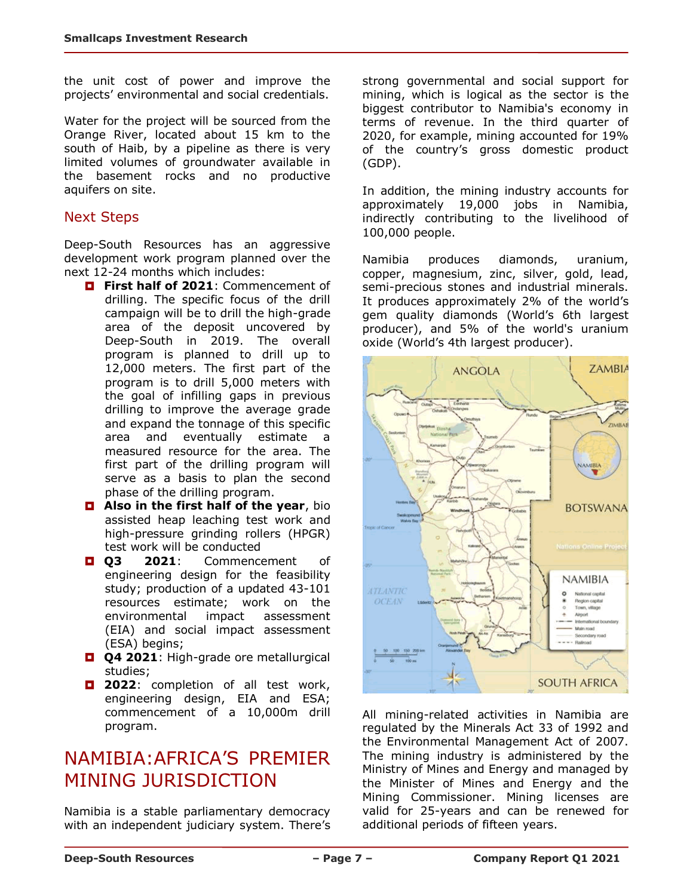the unit cost of power and improve the projects' environmental and social credentials.

Water for the project will be sourced from the Orange River, located about 15 km to the south of Haib, by a pipeline as there is very limited volumes of groundwater available in the basement rocks and no productive aquifers on site.

## Next Steps

Deep-South Resources has an aggressive development work program planned over the next 12-24 months which includes:

- **First half of 2021**: Commencement of drilling. The specific focus of the drill campaign will be to drill the high-grade area of the deposit uncovered by Deep-South in 2019. The overall program is planned to drill up to 12,000 meters. The first part of the program is to drill 5,000 meters with the goal of infilling gaps in previous drilling to improve the average grade and expand the tonnage of this specific area and eventually estimate a measured resource for the area. The first part of the drilling program will serve as a basis to plan the second phase of the drilling program.
- **Also in the first half of the year**, bio assisted heap leaching test work and high-pressure grinding rollers (HPGR) test work will be conducted
- **Q3 2021**: Commencement of engineering design for the feasibility study; production of a updated 43-101 resources estimate; work on the environmental impact assessment (EIA) and social impact assessment (ESA) begins;
- **Q4 2021**: High-grade ore metallurgical studies;
- **2022**: completion of all test work, engineering design, EIA and ESA; commencement of a 10,000m drill program.

# NAMIBIA:AFRICA'S PREMIER MINING JURISDICTION

Namibia is a stable parliamentary democracy with an independent judiciary system. There's strong governmental and social support for mining, which is logical as the sector is the biggest contributor to Namibia's economy in terms of revenue. In the third quarter of 2020, for example, mining accounted for 19% of the country's gross domestic product (GDP).

In addition, the mining industry accounts for approximately 19,000 jobs in Namibia, indirectly contributing to the livelihood of 100,000 people.

Namibia produces diamonds, uranium, copper, magnesium, zinc, silver, gold, lead, semi-precious stones and industrial minerals. It produces approximately 2% of the world's gem quality diamonds (World's 6th largest producer), and 5% of the world's uranium oxide (World's 4th largest producer).

All mining-related activities in Namibia are regulated by the Minerals Act 33 of 1992 and the Environmental Management Act of 2007. The mining industry is administered by the Ministry of Mines and Energy and managed by the Minister of Mines and Energy and the Mining Commissioner. Mining licenses are valid for 25-years and can be renewed for additional periods of fifteen years.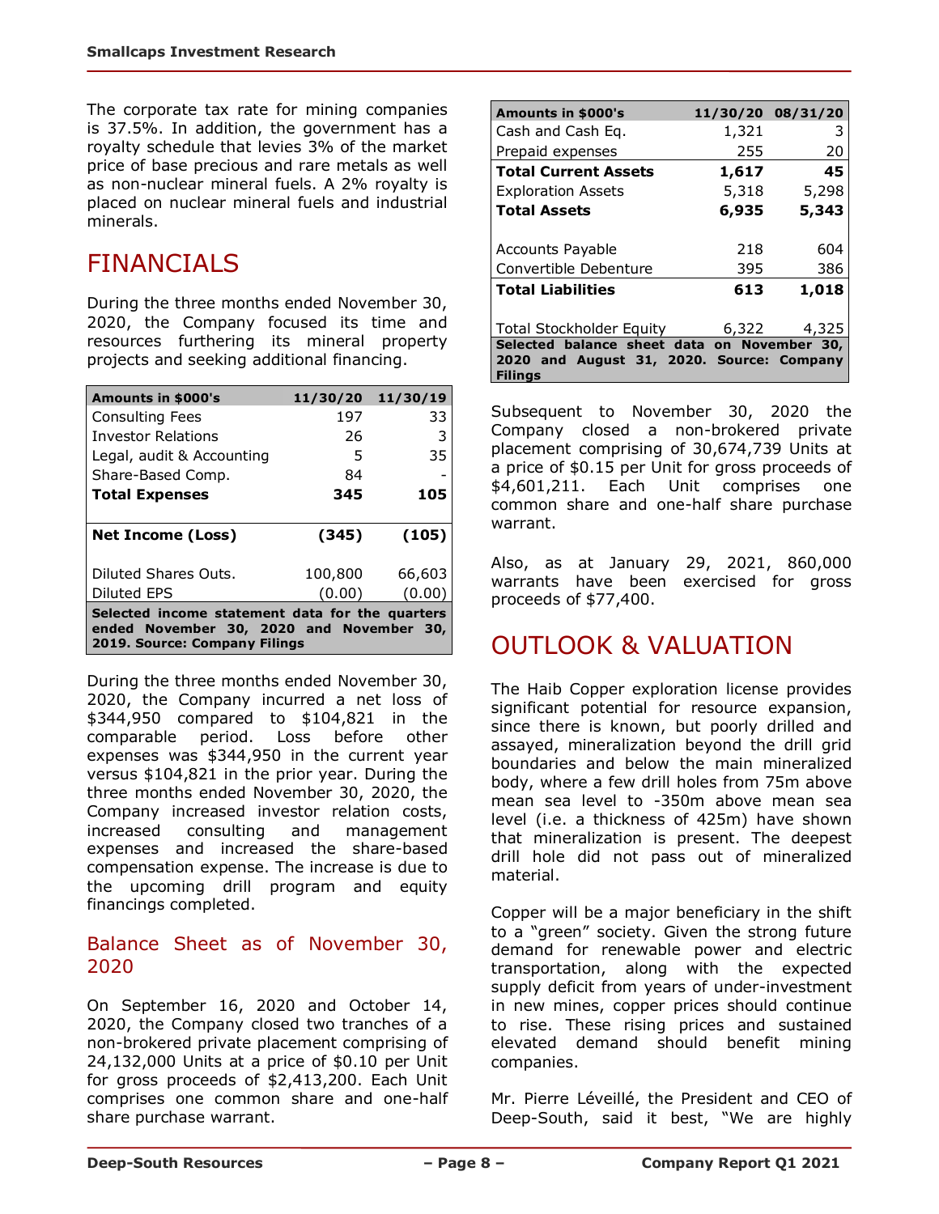The corporate tax rate for mining companies is 37.5%. In addition, the government has a royalty schedule that levies 3% of the market price of base precious and rare metals as well as non-nuclear mineral fuels. A 2% royalty is placed on nuclear mineral fuels and industrial minerals.

# FINANCIALS

During the three months ended November 30, 2020, the Company focused its time and resources furthering its mineral property projects and seeking additional financing.

| Amounts in $000's | 11/30/20 | 11/30/19 |
|---|---|---|
| Consulting Fees | 197 | 33 |
| Investor Relations | 26 | 3 |
| Legal, audit & Accounting | 5 | 35 |
| Share-Based Comp. | 84 | - |
| **Total Expenses** | **345** | **105** |
| **Net Income (Loss)** | **(345)** | **(105)** |
| Diluted Shares Outs. | 100,800 | 66,603 |
| Diluted EPS | (0.00) | (0.00) |

**Selected income statement data for the quarters ended November 30, 2020 and November 30, 2019. Source: Company Filings**

During the three months ended November 30, 2020, the Company incurred a net loss of $344,950 compared to $104,821 in the comparable period. Loss before other expenses was $344,950 in the current year versus $104,821 in the prior year. During the three months ended November 30, 2020, the Company increased investor relation costs, increased consulting and management expenses and increased the share-based compensation expense. The increase is due to the upcoming drill program and equity financings completed.

## Balance Sheet as of November 30, 2020

On September 16, 2020 and October 14, 2020, the Company closed two tranches of a non-brokered private placement comprising of 24,132,000 Units at a price of $0.10 per Unit for gross proceeds of $2,413,200. Each Unit comprises one common share and one-half share purchase warrant.

| Amounts in $000's | 11/30/20 | 08/31/20 |
|---|---|---|
| Cash and Cash Eq. | 1,321 | 3 |
| Prepaid expenses | 255 | 20 |
| **Total Current Assets** | **1,617** | **45** |
| Exploration Assets | 5,318 | 5,298 |
| **Total Assets** | **6,935** | **5,343** |
| Accounts Payable | 218 | 604 |
| Convertible Debenture | 395 | 386 |
| **Total Liabilities** | **613** | **1,018** |
| Total Stockholder Equity | 6,322 | 4,325 |

**Selected balance sheet data on November 30, 2020 and August 31, 2020. Source: Company Filings**

Subsequent to November 30, 2020 the Company closed a non-brokered private placement comprising of 30,674,739 Units at a price of $0.15 per Unit for gross proceeds of $4,601,211. Each Unit comprises one common share and one-half share purchase warrant.

Also, as at January 29, 2021, 860,000 warrants have been exercised for gross proceeds of $77,400.

# OUTLOOK & VALUATION

The Haib Copper exploration license provides significant potential for resource expansion, since there is known, but poorly drilled and assayed, mineralization beyond the drill grid boundaries and below the main mineralized body, where a few drill holes from 75m above mean sea level to -350m above mean sea level (i.e. a thickness of 425m) have shown that mineralization is present. The deepest drill hole did not pass out of mineralized material.

Copper will be a major beneficiary in the shift to a "green" society. Given the strong future demand for renewable power and electric transportation, along with the expected supply deficit from years of under-investment in new mines, copper prices should continue to rise. These rising prices and sustained elevated demand should benefit mining companies.

Mr. Pierre Léveillé, the President and CEO of Deep-South, said it best, "We are highly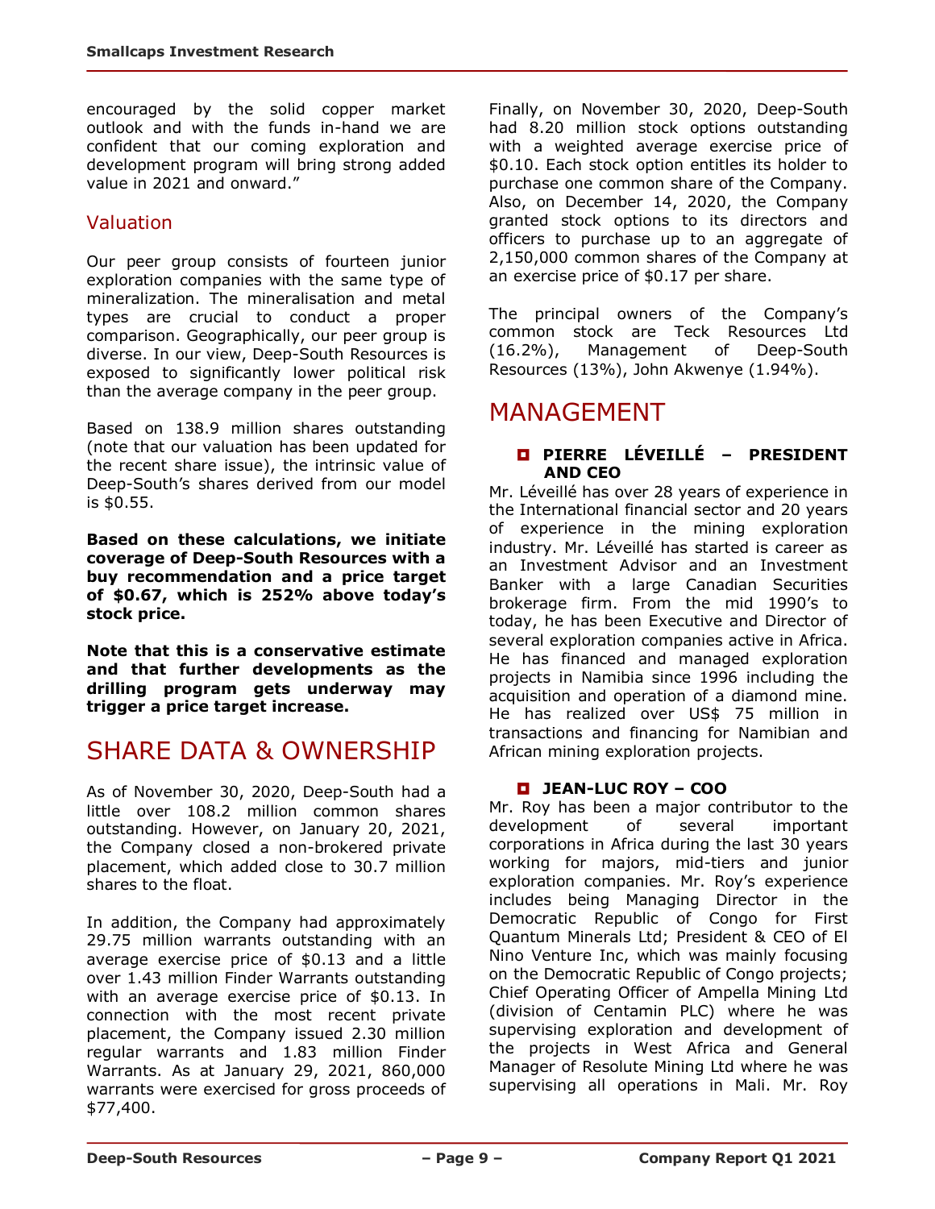encouraged by the solid copper market outlook and with the funds in-hand we are confident that our coming exploration and development program will bring strong added value in 2021 and onward."

## Valuation

Our peer group consists of fourteen junior exploration companies with the same type of mineralization. The mineralisation and metal types are crucial to conduct a proper comparison. Geographically, our peer group is diverse. In our view, Deep-South Resources is exposed to significantly lower political risk than the average company in the peer group.

Based on 138.9 million shares outstanding (note that our valuation has been updated for the recent share issue), the intrinsic value of Deep-South's shares derived from our model is $0.55.

**Based on these calculations, we initiate coverage of Deep-South Resources with a buy recommendation and a price target of $0.67, which is 252% above today's stock price.**

**Note that this is a conservative estimate and that further developments as the drilling program gets underway may trigger a price target increase.**

# SHARE DATA & OWNERSHIP

As of November 30, 2020, Deep-South had a little over 108.2 million common shares outstanding. However, on January 20, 2021, the Company closed a non-brokered private placement, which added close to 30.7 million shares to the float.

In addition, the Company had approximately 29.75 million warrants outstanding with an average exercise price of $0.13 and a little over 1.43 million Finder Warrants outstanding with an average exercise price of $0.13. In connection with the most recent private placement, the Company issued 2.30 million regular warrants and 1.83 million Finder Warrants. As at January 29, 2021, 860,000 warrants were exercised for gross proceeds of $77,400.

Finally, on November 30, 2020, Deep-South had 8.20 million stock options outstanding with a weighted average exercise price of $0.10. Each stock option entitles its holder to purchase one common share of the Company. Also, on December 14, 2020, the Company granted stock options to its directors and officers to purchase up to an aggregate of 2,150,000 common shares of the Company at an exercise price of $0.17 per share.

The principal owners of the Company's common stock are Teck Resources Ltd (16.2%), Management of Deep-South Resources (13%), John Akwenye (1.94%).

# MANAGEMENT

- **PIERRE LÉVEILLÉ – PRESIDENT AND CEO**

Mr. Léveillé has over 28 years of experience in the International financial sector and 20 years of experience in the mining exploration industry. Mr. Léveillé has started is career as an Investment Advisor and an Investment Banker with a large Canadian Securities brokerage firm. From the mid 1990's to today, he has been Executive and Director of several exploration companies active in Africa. He has financed and managed exploration projects in Namibia since 1996 including the acquisition and operation of a diamond mine. He has realized over US$ 75 million in transactions and financing for Namibian and African mining exploration projects.

- **JEAN-LUC ROY – COO**

Mr. Roy has been a major contributor to the development of several important corporations in Africa during the last 30 years working for majors, mid-tiers and junior exploration companies. Mr. Roy's experience includes being Managing Director in the Democratic Republic of Congo for First Quantum Minerals Ltd; President & CEO of El Nino Venture Inc, which was mainly focusing on the Democratic Republic of Congo projects; Chief Operating Officer of Ampella Mining Ltd (division of Centamin PLC) where he was supervising exploration and development of the projects in West Africa and General Manager of Resolute Mining Ltd where he was supervising all operations in Mali. Mr. Roy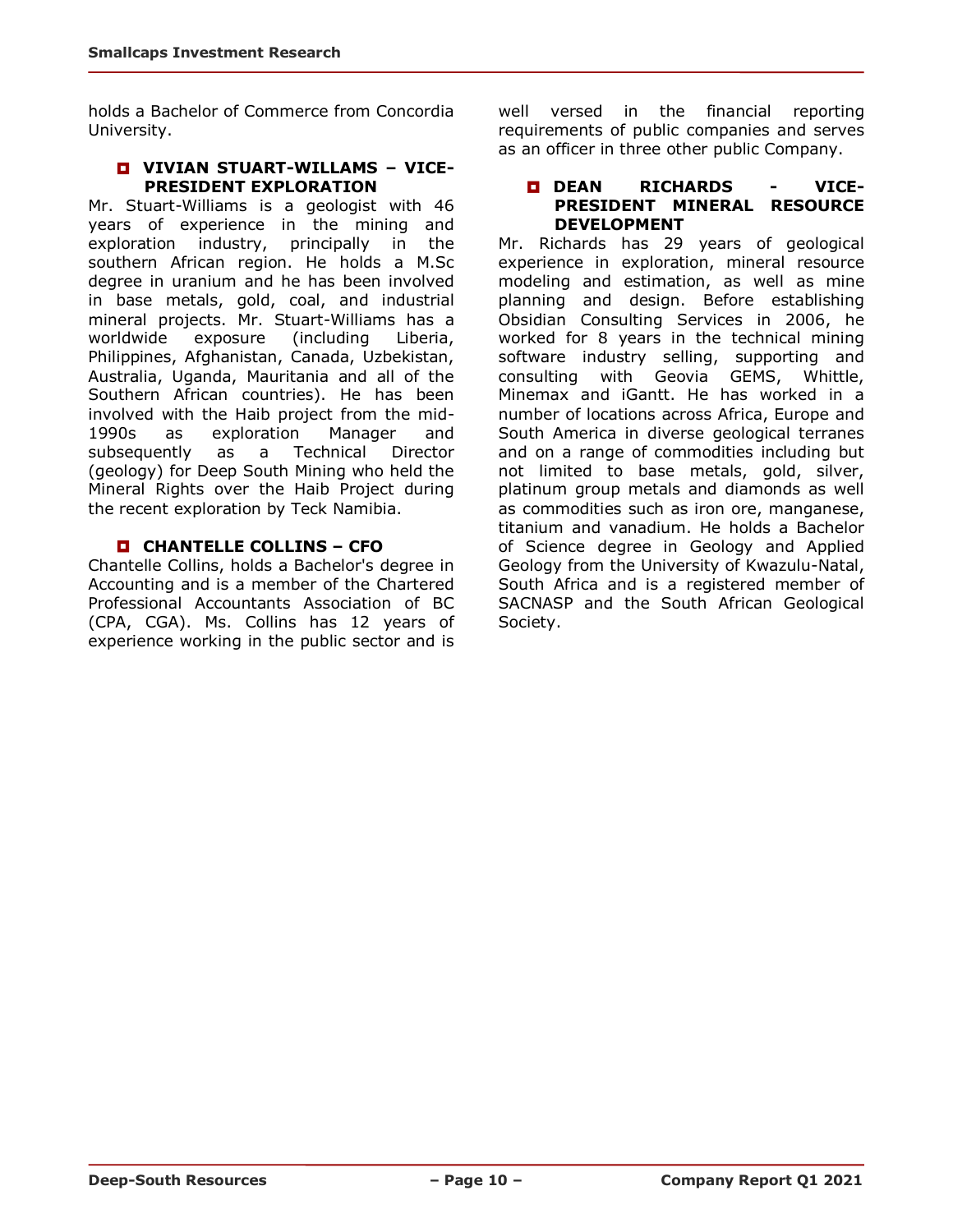holds a Bachelor of Commerce from Concordia University.

### VIVIAN STUART-WILLAMS – VICE-PRESIDENT EXPLORATION

Mr. Stuart-Williams is a geologist with 46 years of experience in the mining and exploration industry, principally in the southern African region. He holds a M.Sc degree in uranium and he has been involved in base metals, gold, coal, and industrial mineral projects. Mr. Stuart-Williams has a worldwide exposure (including Liberia, Philippines, Afghanistan, Canada, Uzbekistan, Australia, Uganda, Mauritania and all of the Southern African countries). He has been involved with the Haib project from the mid-1990s as exploration Manager and subsequently as a Technical Director (geology) for Deep South Mining who held the Mineral Rights over the Haib Project during the recent exploration by Teck Namibia.

### CHANTELLE COLLINS – CFO

Chantelle Collins, holds a Bachelor's degree in Accounting and is a member of the Chartered Professional Accountants Association of BC (CPA, CGA). Ms. Collins has 12 years of experience working in the public sector and is well versed in the financial reporting requirements of public companies and serves as an officer in three other public Company.

### DEAN RICHARDS - VICE-PRESIDENT MINERAL RESOURCE DEVELOPMENT

Mr. Richards has 29 years of geological experience in exploration, mineral resource modeling and estimation, as well as mine planning and design. Before establishing Obsidian Consulting Services in 2006, he worked for 8 years in the technical mining software industry selling, supporting and consulting with Geovia GEMS, Whittle, Minemax and iGantt. He has worked in a number of locations across Africa, Europe and South America in diverse geological terranes and on a range of commodities including but not limited to base metals, gold, silver, platinum group metals and diamonds as well as commodities such as iron ore, manganese, titanium and vanadium. He holds a Bachelor of Science degree in Geology and Applied Geology from the University of Kwazulu-Natal, South Africa and is a registered member of SACNASP and the South African Geological Society.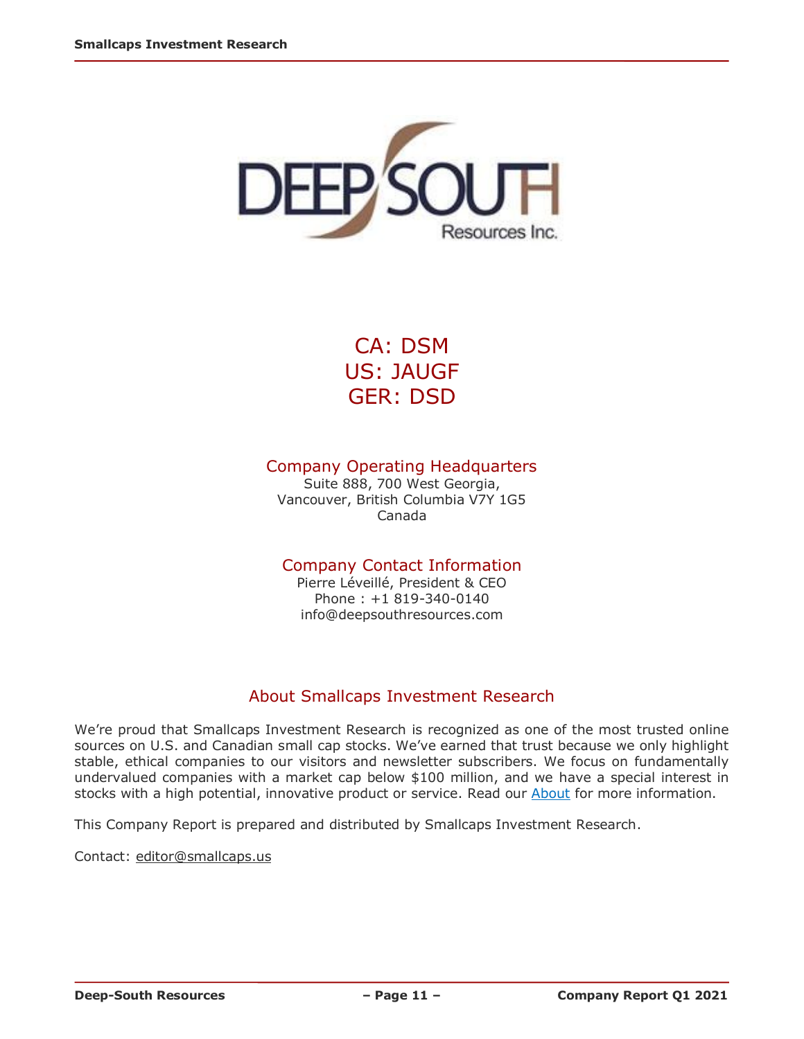CA: DSM
US: JAUGF
GER: DSD

## Company Operating Headquarters

Suite 888, 700 West Georgia,
Vancouver, British Columbia V7Y 1G5
Canada

## Company Contact Information

Pierre Léveillé, President & CEO
Phone : +1 819-340-0140
info@deepsouthresources.com

## About Smallcaps Investment Research

We're proud that Smallcaps Investment Research is recognized as one of the most trusted online sources on U.S. and Canadian small cap stocks. We've earned that trust because we only highlight stable, ethical companies to our visitors and newsletter subscribers. We focus on fundamentally undervalued companies with a market cap below $100 million, and we have a special interest in stocks with a high potential, innovative product or service. Read our About for more information.

This Company Report is prepared and distributed by Smallcaps Investment Research.

Contact: editor@smallcaps.us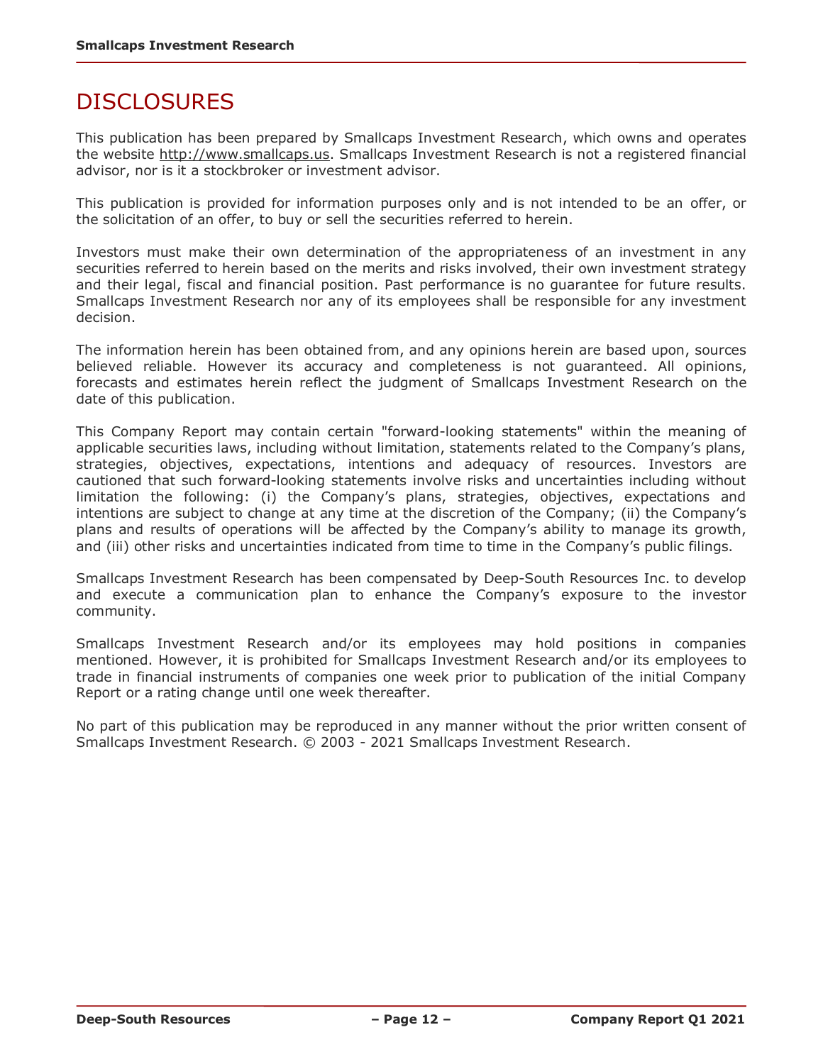# DISCLOSURES

This publication has been prepared by Smallcaps Investment Research, which owns and operates the website http://www.smallcaps.us. Smallcaps Investment Research is not a registered financial advisor, nor is it a stockbroker or investment advisor.

This publication is provided for information purposes only and is not intended to be an offer, or the solicitation of an offer, to buy or sell the securities referred to herein.

Investors must make their own determination of the appropriateness of an investment in any securities referred to herein based on the merits and risks involved, their own investment strategy and their legal, fiscal and financial position. Past performance is no guarantee for future results. Smallcaps Investment Research nor any of its employees shall be responsible for any investment decision.

The information herein has been obtained from, and any opinions herein are based upon, sources believed reliable. However its accuracy and completeness is not guaranteed. All opinions, forecasts and estimates herein reflect the judgment of Smallcaps Investment Research on the date of this publication.

This Company Report may contain certain "forward-looking statements" within the meaning of applicable securities laws, including without limitation, statements related to the Company's plans, strategies, objectives, expectations, intentions and adequacy of resources. Investors are cautioned that such forward-looking statements involve risks and uncertainties including without limitation the following: (i) the Company's plans, strategies, objectives, expectations and intentions are subject to change at any time at the discretion of the Company; (ii) the Company's plans and results of operations will be affected by the Company's ability to manage its growth, and (iii) other risks and uncertainties indicated from time to time in the Company's public filings.

Smallcaps Investment Research has been compensated by Deep-South Resources Inc. to develop and execute a communication plan to enhance the Company's exposure to the investor community.

Smallcaps Investment Research and/or its employees may hold positions in companies mentioned. However, it is prohibited for Smallcaps Investment Research and/or its employees to trade in financial instruments of companies one week prior to publication of the initial Company Report or a rating change until one week thereafter.

No part of this publication may be reproduced in any manner without the prior written consent of Smallcaps Investment Research. © 2003 - 2021 Smallcaps Investment Research.